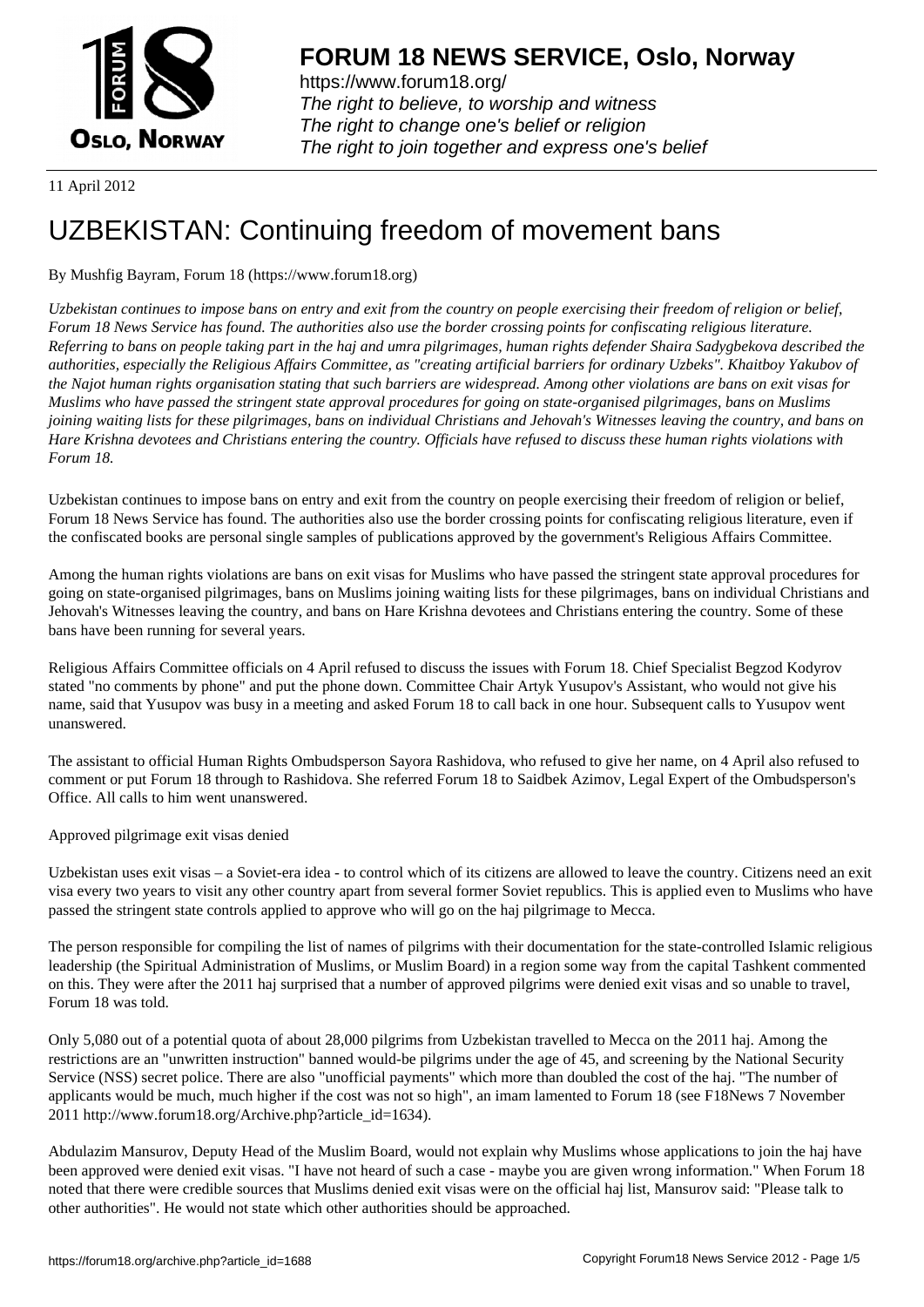# FORUM 18 NEWS SERVICE, Oslo, Norway

https://www.forum18.org/
*The right to believe, to worship and witness*
*The right to change one's belief or religion*
*The right to join together and express one's belief*

11 April 2012

# UZBEKISTAN: Continuing freedom of movement bans

By Mushfig Bayram, Forum 18 (https://www.forum18.org)

*Uzbekistan continues to impose bans on entry and exit from the country on people exercising their freedom of religion or belief, Forum 18 News Service has found. The authorities also use the border crossing points for confiscating religious literature. Referring to bans on people taking part in the haj and umra pilgrimages, human rights defender Shaira Sadygbekova described the authorities, especially the Religious Affairs Committee, as "creating artificial barriers for ordinary Uzbeks". Khaitboy Yakubov of the Najot human rights organisation stating that such barriers are widespread. Among other violations are bans on exit visas for Muslims who have passed the stringent state approval procedures for going on state-organised pilgrimages, bans on Muslims joining waiting lists for these pilgrimages, bans on individual Christians and Jehovah's Witnesses leaving the country, and bans on Hare Krishna devotees and Christians entering the country. Officials have refused to discuss these human rights violations with Forum 18.*

Uzbekistan continues to impose bans on entry and exit from the country on people exercising their freedom of religion or belief, Forum 18 News Service has found. The authorities also use the border crossing points for confiscating religious literature, even if the confiscated books are personal single samples of publications approved by the government's Religious Affairs Committee.

Among the human rights violations are bans on exit visas for Muslims who have passed the stringent state approval procedures for going on state-organised pilgrimages, bans on Muslims joining waiting lists for these pilgrimages, bans on individual Christians and Jehovah's Witnesses leaving the country, and bans on Hare Krishna devotees and Christians entering the country. Some of these bans have been running for several years.

Religious Affairs Committee officials on 4 April refused to discuss the issues with Forum 18. Chief Specialist Begzod Kodyrov stated "no comments by phone" and put the phone down. Committee Chair Artyk Yusupov's Assistant, who would not give his name, said that Yusupov was busy in a meeting and asked Forum 18 to call back in one hour. Subsequent calls to Yusupov went unanswered.

The assistant to official Human Rights Ombudsperson Sayora Rashidova, who refused to give her name, on 4 April also refused to comment or put Forum 18 through to Rashidova. She referred Forum 18 to Saidbek Azimov, Legal Expert of the Ombudsperson's Office. All calls to him went unanswered.

Approved pilgrimage exit visas denied

Uzbekistan uses exit visas – a Soviet-era idea - to control which of its citizens are allowed to leave the country. Citizens need an exit visa every two years to visit any other country apart from several former Soviet republics. This is applied even to Muslims who have passed the stringent state controls applied to approve who will go on the haj pilgrimage to Mecca.

The person responsible for compiling the list of names of pilgrims with their documentation for the state-controlled Islamic religious leadership (the Spiritual Administration of Muslims, or Muslim Board) in a region some way from the capital Tashkent commented on this. They were after the 2011 haj surprised that a number of approved pilgrims were denied exit visas and so unable to travel, Forum 18 was told.

Only 5,080 out of a potential quota of about 28,000 pilgrims from Uzbekistan travelled to Mecca on the 2011 haj. Among the restrictions are an "unwritten instruction" banned would-be pilgrims under the age of 45, and screening by the National Security Service (NSS) secret police. There are also "unofficial payments" which more than doubled the cost of the haj. "The number of applicants would be much, much higher if the cost was not so high", an imam lamented to Forum 18 (see F18News 7 November 2011 http://www.forum18.org/Archive.php?article_id=1634).

Abdulazim Mansurov, Deputy Head of the Muslim Board, would not explain why Muslims whose applications to join the haj have been approved were denied exit visas. "I have not heard of such a case - maybe you are given wrong information." When Forum 18 noted that there were credible sources that Muslims denied exit visas were on the official haj list, Mansurov said: "Please talk to other authorities". He would not state which other authorities should be approached.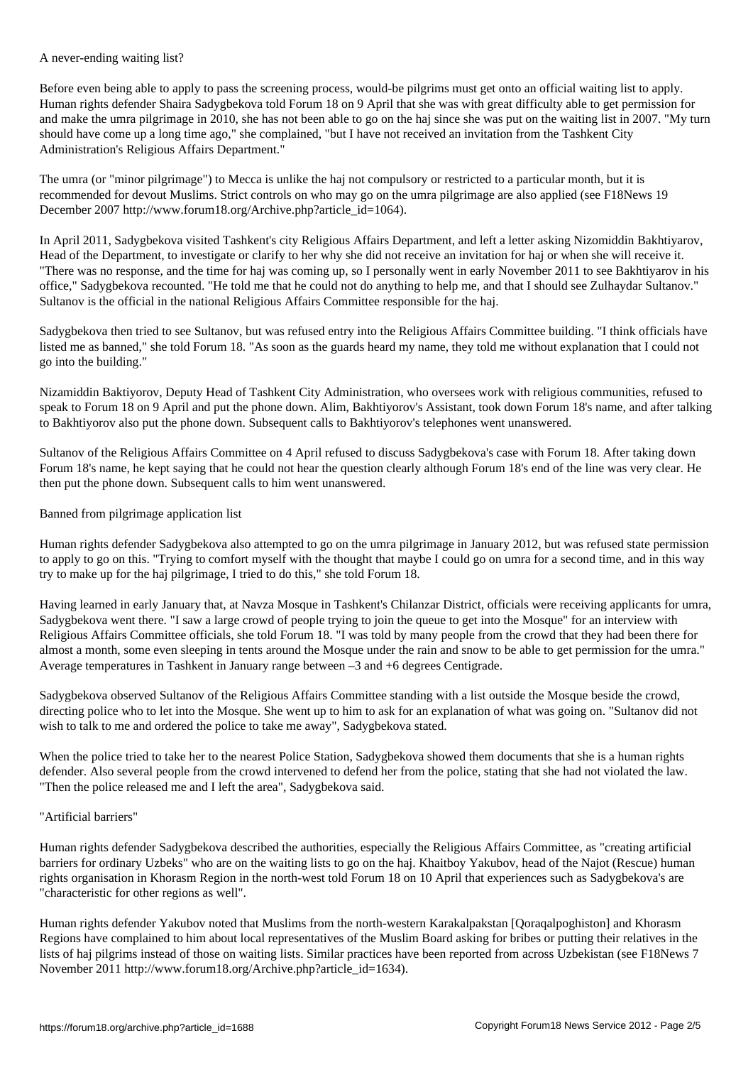## A never-ending waiting list?

Before even being able to apply to pass the screening process, would-be pilgrims must get onto an official waiting list to apply. Human rights defender Shaira Sadygbekova told Forum 18 on 9 April that she was with great difficulty able to get permission for and make the umra pilgrimage in 2010, she has not been able to go on the haj since she was put on the waiting list in 2007. "My turn should have come up a long time ago," she complained, "but I have not received an invitation from the Tashkent City Administration's Religious Affairs Department."

The umra (or "minor pilgrimage") to Mecca is unlike the haj not compulsory or restricted to a particular month, but it is recommended for devout Muslims. Strict controls on who may go on the umra pilgrimage are also applied (see F18News 19 December 2007 http://www.forum18.org/Archive.php?article_id=1064).

In April 2011, Sadygbekova visited Tashkent's city Religious Affairs Department, and left a letter asking Nizomiddin Bakhtiyarov, Head of the Department, to investigate or clarify to her why she did not receive an invitation for haj or when she will receive it. "There was no response, and the time for haj was coming up, so I personally went in early November 2011 to see Bakhtiyarov in his office," Sadygbekova recounted. "He told me that he could not do anything to help me, and that I should see Zulhaydar Sultanov." Sultanov is the official in the national Religious Affairs Committee responsible for the haj.

Sadygbekova then tried to see Sultanov, but was refused entry into the Religious Affairs Committee building. "I think officials have listed me as banned," she told Forum 18. "As soon as the guards heard my name, they told me without explanation that I could not go into the building."

Nizamiddin Baktiyorov, Deputy Head of Tashkent City Administration, who oversees work with religious communities, refused to speak to Forum 18 on 9 April and put the phone down. Alim, Bakhtiyorov's Assistant, took down Forum 18's name, and after talking to Bakhtiyorov also put the phone down. Subsequent calls to Bakhtiyorov's telephones went unanswered.

Sultanov of the Religious Affairs Committee on 4 April refused to discuss Sadygbekova's case with Forum 18. After taking down Forum 18's name, he kept saying that he could not hear the question clearly although Forum 18's end of the line was very clear. He then put the phone down. Subsequent calls to him went unanswered.

## Banned from pilgrimage application list

Human rights defender Sadygbekova also attempted to go on the umra pilgrimage in January 2012, but was refused state permission to apply to go on this. "Trying to comfort myself with the thought that maybe I could go on umra for a second time, and in this way try to make up for the haj pilgrimage, I tried to do this," she told Forum 18.

Having learned in early January that, at Navza Mosque in Tashkent's Chilanzar District, officials were receiving applicants for umra, Sadygbekova went there. "I saw a large crowd of people trying to join the queue to get into the Mosque" for an interview with Religious Affairs Committee officials, she told Forum 18. "I was told by many people from the crowd that they had been there for almost a month, some even sleeping in tents around the Mosque under the rain and snow to be able to get permission for the umra." Average temperatures in Tashkent in January range between –3 and +6 degrees Centigrade.

Sadygbekova observed Sultanov of the Religious Affairs Committee standing with a list outside the Mosque beside the crowd, directing police who to let into the Mosque. She went up to him to ask for an explanation of what was going on. "Sultanov did not wish to talk to me and ordered the police to take me away", Sadygbekova stated.

When the police tried to take her to the nearest Police Station, Sadygbekova showed them documents that she is a human rights defender. Also several people from the crowd intervened to defend her from the police, stating that she had not violated the law. "Then the police released me and I left the area", Sadygbekova said.

## "Artificial barriers"

Human rights defender Sadygbekova described the authorities, especially the Religious Affairs Committee, as "creating artificial barriers for ordinary Uzbeks" who are on the waiting lists to go on the haj. Khaitboy Yakubov, head of the Najot (Rescue) human rights organisation in Khorasm Region in the north-west told Forum 18 on 10 April that experiences such as Sadygbekova's are "characteristic for other regions as well".

Human rights defender Yakubov noted that Muslims from the north-western Karakalpakstan [Qoraqalpoghiston] and Khorasm Regions have complained to him about local representatives of the Muslim Board asking for bribes or putting their relatives in the lists of haj pilgrims instead of those on waiting lists. Similar practices have been reported from across Uzbekistan (see F18News 7 November 2011 http://www.forum18.org/Archive.php?article_id=1634).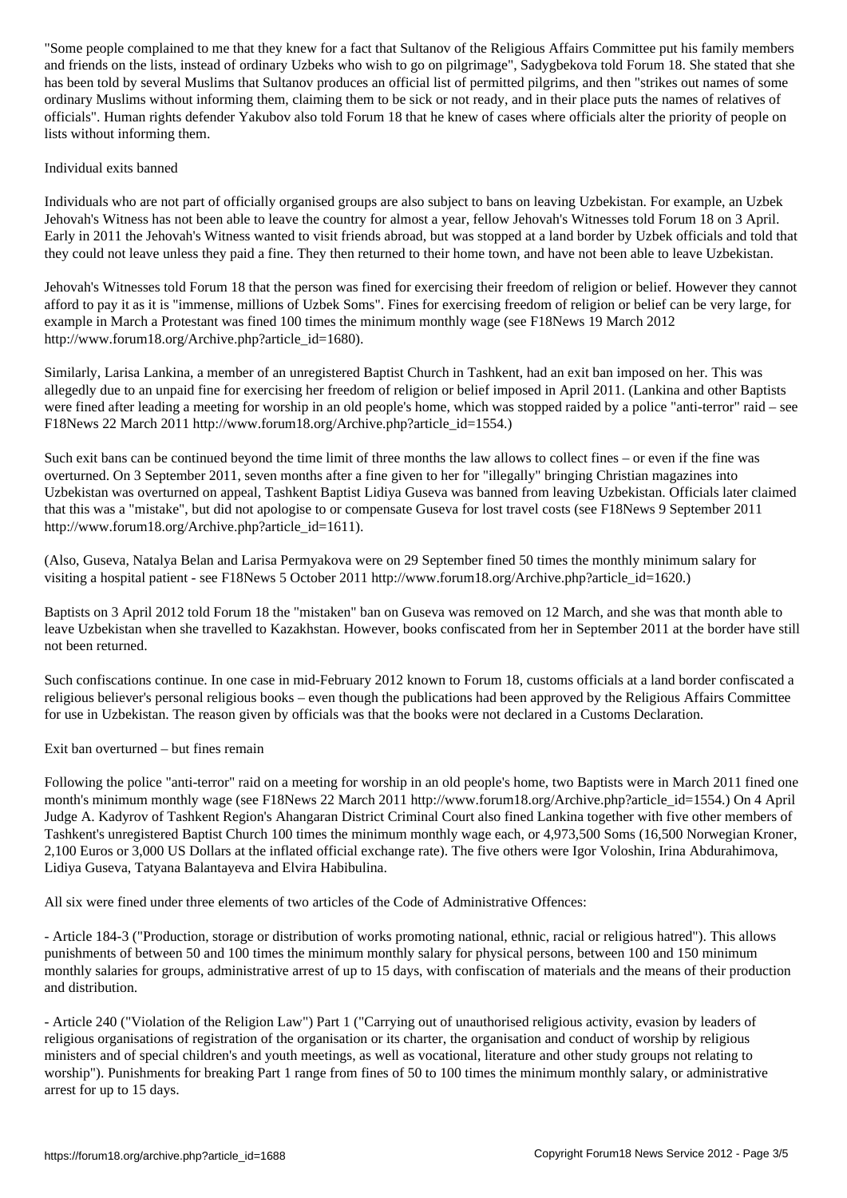"Some people complained to me that they knew for a fact that Sultanov of the Religious Affairs Committee put his family members and friends on the lists, instead of ordinary Uzbeks who wish to go on pilgrimage", Sadygbekova told Forum 18. She stated that she has been told by several Muslims that Sultanov produces an official list of permitted pilgrims, and then "strikes out names of some ordinary Muslims without informing them, claiming them to be sick or not ready, and in their place puts the names of relatives of officials". Human rights defender Yakubov also told Forum 18 that he knew of cases where officials alter the priority of people on lists without informing them.

## Individual exits banned

Individuals who are not part of officially organised groups are also subject to bans on leaving Uzbekistan. For example, an Uzbek Jehovah's Witness has not been able to leave the country for almost a year, fellow Jehovah's Witnesses told Forum 18 on 3 April. Early in 2011 the Jehovah's Witness wanted to visit friends abroad, but was stopped at a land border by Uzbek officials and told that they could not leave unless they paid a fine. They then returned to their home town, and have not been able to leave Uzbekistan.

Jehovah's Witnesses told Forum 18 that the person was fined for exercising their freedom of religion or belief. However they cannot afford to pay it as it is "immense, millions of Uzbek Soms". Fines for exercising freedom of religion or belief can be very large, for example in March a Protestant was fined 100 times the minimum monthly wage (see F18News 19 March 2012 http://www.forum18.org/Archive.php?article_id=1680).

Similarly, Larisa Lankina, a member of an unregistered Baptist Church in Tashkent, had an exit ban imposed on her. This was allegedly due to an unpaid fine for exercising her freedom of religion or belief imposed in April 2011. (Lankina and other Baptists were fined after leading a meeting for worship in an old people's home, which was stopped raided by a police "anti-terror" raid – see F18News 22 March 2011 http://www.forum18.org/Archive.php?article_id=1554.)

Such exit bans can be continued beyond the time limit of three months the law allows to collect fines – or even if the fine was overturned. On 3 September 2011, seven months after a fine given to her for "illegally" bringing Christian magazines into Uzbekistan was overturned on appeal, Tashkent Baptist Lidiya Guseva was banned from leaving Uzbekistan. Officials later claimed that this was a "mistake", but did not apologise to or compensate Guseva for lost travel costs (see F18News 9 September 2011 http://www.forum18.org/Archive.php?article_id=1611).

(Also, Guseva, Natalya Belan and Larisa Permyakova were on 29 September fined 50 times the monthly minimum salary for visiting a hospital patient - see F18News 5 October 2011 http://www.forum18.org/Archive.php?article_id=1620.)

Baptists on 3 April 2012 told Forum 18 the "mistaken" ban on Guseva was removed on 12 March, and she was that month able to leave Uzbekistan when she travelled to Kazakhstan. However, books confiscated from her in September 2011 at the border have still not been returned.

Such confiscations continue. In one case in mid-February 2012 known to Forum 18, customs officials at a land border confiscated a religious believer's personal religious books – even though the publications had been approved by the Religious Affairs Committee for use in Uzbekistan. The reason given by officials was that the books were not declared in a Customs Declaration.

## Exit ban overturned – but fines remain

Following the police "anti-terror" raid on a meeting for worship in an old people's home, two Baptists were in March 2011 fined one month's minimum monthly wage (see F18News 22 March 2011 http://www.forum18.org/Archive.php?article_id=1554.) On 4 April Judge A. Kadyrov of Tashkent Region's Ahangaran District Criminal Court also fined Lankina together with five other members of Tashkent's unregistered Baptist Church 100 times the minimum monthly wage each, or 4,973,500 Soms (16,500 Norwegian Kroner, 2,100 Euros or 3,000 US Dollars at the inflated official exchange rate). The five others were Igor Voloshin, Irina Abdurahimova, Lidiya Guseva, Tatyana Balantayeva and Elvira Habibulina.

All six were fined under three elements of two articles of the Code of Administrative Offences:

- Article 184-3 ("Production, storage or distribution of works promoting national, ethnic, racial or religious hatred"). This allows punishments of between 50 and 100 times the minimum monthly salary for physical persons, between 100 and 150 minimum monthly salaries for groups, administrative arrest of up to 15 days, with confiscation of materials and the means of their production and distribution.

- Article 240 ("Violation of the Religion Law") Part 1 ("Carrying out of unauthorised religious activity, evasion by leaders of religious organisations of registration of the organisation or its charter, the organisation and conduct of worship by religious ministers and of special children's and youth meetings, as well as vocational, literature and other study groups not relating to worship"). Punishments for breaking Part 1 range from fines of 50 to 100 times the minimum monthly salary, or administrative arrest for up to 15 days.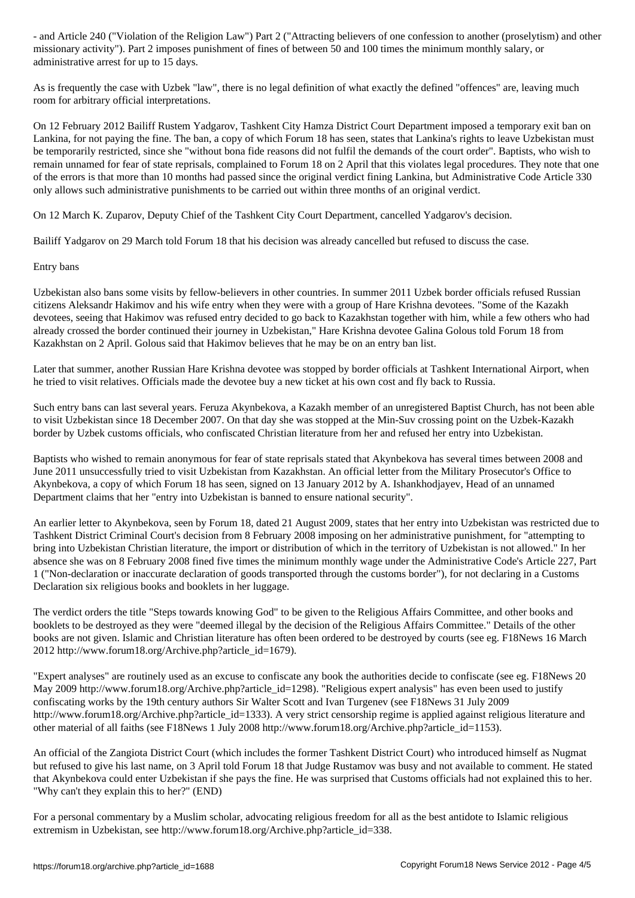- and Article 240 ("Violation of the Religion Law") Part 2 ("Attracting believers of one confession to another (proselytism) and other missionary activity"). Part 2 imposes punishment of fines of between 50 and 100 times the minimum monthly salary, or administrative arrest for up to 15 days.

As is frequently the case with Uzbek "law", there is no legal definition of what exactly the defined "offences" are, leaving much room for arbitrary official interpretations.

On 12 February 2012 Bailiff Rustem Yadgarov, Tashkent City Hamza District Court Department imposed a temporary exit ban on Lankina, for not paying the fine. The ban, a copy of which Forum 18 has seen, states that Lankina's rights to leave Uzbekistan must be temporarily restricted, since she "without bona fide reasons did not fulfil the demands of the court order". Baptists, who wish to remain unnamed for fear of state reprisals, complained to Forum 18 on 2 April that this violates legal procedures. They note that one of the errors is that more than 10 months had passed since the original verdict fining Lankina, but Administrative Code Article 330 only allows such administrative punishments to be carried out within three months of an original verdict.

On 12 March K. Zuparov, Deputy Chief of the Tashkent City Court Department, cancelled Yadgarov's decision.

Bailiff Yadgarov on 29 March told Forum 18 that his decision was already cancelled but refused to discuss the case.

## Entry bans

Uzbekistan also bans some visits by fellow-believers in other countries. In summer 2011 Uzbek border officials refused Russian citizens Aleksandr Hakimov and his wife entry when they were with a group of Hare Krishna devotees. "Some of the Kazakh devotees, seeing that Hakimov was refused entry decided to go back to Kazakhstan together with him, while a few others who had already crossed the border continued their journey in Uzbekistan," Hare Krishna devotee Galina Golous told Forum 18 from Kazakhstan on 2 April. Golous said that Hakimov believes that he may be on an entry ban list.

Later that summer, another Russian Hare Krishna devotee was stopped by border officials at Tashkent International Airport, when he tried to visit relatives. Officials made the devotee buy a new ticket at his own cost and fly back to Russia.

Such entry bans can last several years. Feruza Akynbekova, a Kazakh member of an unregistered Baptist Church, has not been able to visit Uzbekistan since 18 December 2007. On that day she was stopped at the Min-Suv crossing point on the Uzbek-Kazakh border by Uzbek customs officials, who confiscated Christian literature from her and refused her entry into Uzbekistan.

Baptists who wished to remain anonymous for fear of state reprisals stated that Akynbekova has several times between 2008 and June 2011 unsuccessfully tried to visit Uzbekistan from Kazakhstan. An official letter from the Military Prosecutor's Office to Akynbekova, a copy of which Forum 18 has seen, signed on 13 January 2012 by A. Ishankhodjayev, Head of an unnamed Department claims that her "entry into Uzbekistan is banned to ensure national security".

An earlier letter to Akynbekova, seen by Forum 18, dated 21 August 2009, states that her entry into Uzbekistan was restricted due to Tashkent District Criminal Court's decision from 8 February 2008 imposing on her administrative punishment, for "attempting to bring into Uzbekistan Christian literature, the import or distribution of which in the territory of Uzbekistan is not allowed." In her absence she was on 8 February 2008 fined five times the minimum monthly wage under the Administrative Code's Article 227, Part 1 ("Non-declaration or inaccurate declaration of goods transported through the customs border"), for not declaring in a Customs Declaration six religious books and booklets in her luggage.

The verdict orders the title "Steps towards knowing God" to be given to the Religious Affairs Committee, and other books and booklets to be destroyed as they were "deemed illegal by the decision of the Religious Affairs Committee." Details of the other books are not given. Islamic and Christian literature has often been ordered to be destroyed by courts (see eg. F18News 16 March 2012 http://www.forum18.org/Archive.php?article_id=1679).

"Expert analyses" are routinely used as an excuse to confiscate any book the authorities decide to confiscate (see eg. F18News 20 May 2009 http://www.forum18.org/Archive.php?article_id=1298). "Religious expert analysis" has even been used to justify confiscating works by the 19th century authors Sir Walter Scott and Ivan Turgenev (see F18News 31 July 2009 http://www.forum18.org/Archive.php?article_id=1333). A very strict censorship regime is applied against religious literature and other material of all faiths (see F18News 1 July 2008 http://www.forum18.org/Archive.php?article_id=1153).

An official of the Zangiota District Court (which includes the former Tashkent District Court) who introduced himself as Nugmat but refused to give his last name, on 3 April told Forum 18 that Judge Rustamov was busy and not available to comment. He stated that Akynbekova could enter Uzbekistan if she pays the fine. He was surprised that Customs officials had not explained this to her. "Why can't they explain this to her?" (END)

For a personal commentary by a Muslim scholar, advocating religious freedom for all as the best antidote to Islamic religious extremism in Uzbekistan, see http://www.forum18.org/Archive.php?article_id=338.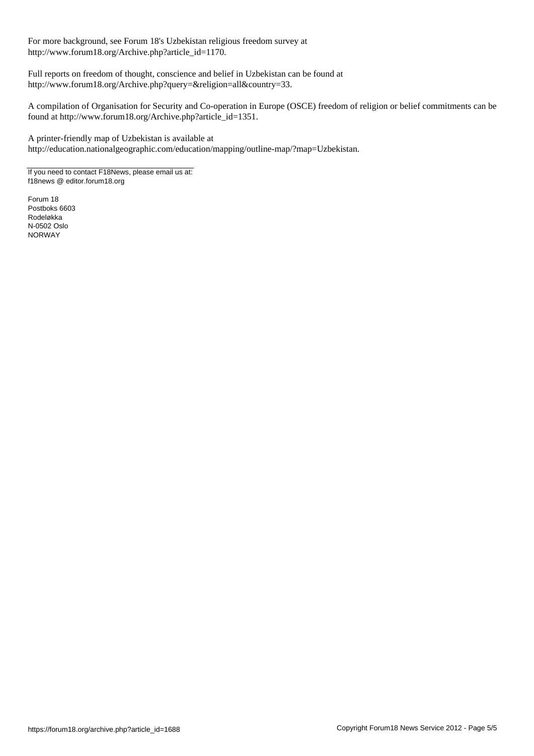For more background, see Forum 18's Uzbekistan religious freedom survey at http://www.forum18.org/Archive.php?article_id=1170.

Full reports on freedom of thought, conscience and belief in Uzbekistan can be found at http://www.forum18.org/Archive.php?query=&religion=all&country=33.

A compilation of Organisation for Security and Co-operation in Europe (OSCE) freedom of religion or belief commitments can be found at http://www.forum18.org/Archive.php?article_id=1351.

A printer-friendly map of Uzbekistan is available at http://education.nationalgeographic.com/education/mapping/outline-map/?map=Uzbekistan.

If you need to contact F18News, please email us at:
f18news @ editor.forum18.org

Forum 18
Postboks 6603
Rodeløkka
N-0502 Oslo
NORWAY